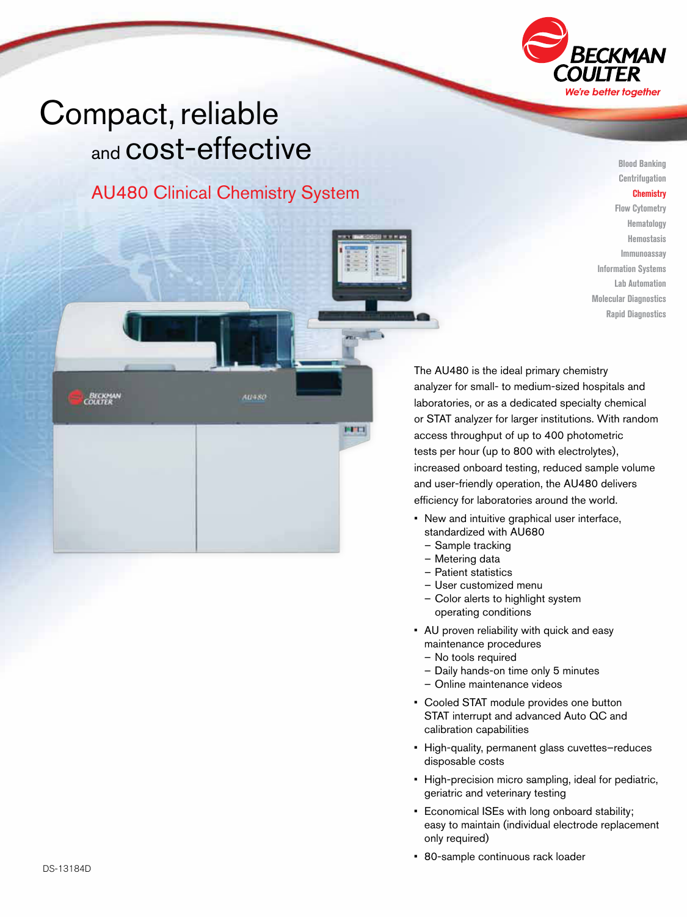# Compact, reliable and cost-effective

## AU480 Clinical Chemistry System

Blood Banking
Centrifugation
**Chemistry**
Flow Cytometry
Hematology
Hemostasis
Immunoassay
Information Systems
Lab Automation
Molecular Diagnostics
Rapid Diagnostics

The AU480 is the ideal primary chemistry analyzer for small- to medium-sized hospitals and laboratories, or as a dedicated specialty chemical or STAT analyzer for larger institutions. With random access throughput of up to 400 photometric tests per hour (up to 800 with electrolytes), increased onboard testing, reduced sample volume and user-friendly operation, the AU480 delivers efficiency for laboratories around the world.

- New and intuitive graphical user interface, standardized with AU680
  - Sample tracking
  - Metering data
  - Patient statistics
  - User customized menu
  - Color alerts to highlight system operating conditions
- AU proven reliability with quick and easy maintenance procedures
  - No tools required
  - Daily hands-on time only 5 minutes
  - Online maintenance videos
- Cooled STAT module provides one button STAT interrupt and advanced Auto QC and calibration capabilities
- High-quality, permanent glass cuvettes–reduces disposable costs
- High-precision micro sampling, ideal for pediatric, geriatric and veterinary testing
- Economical ISEs with long onboard stability; easy to maintain (individual electrode replacement only required)
- 80-sample continuous rack loader

DS-13184D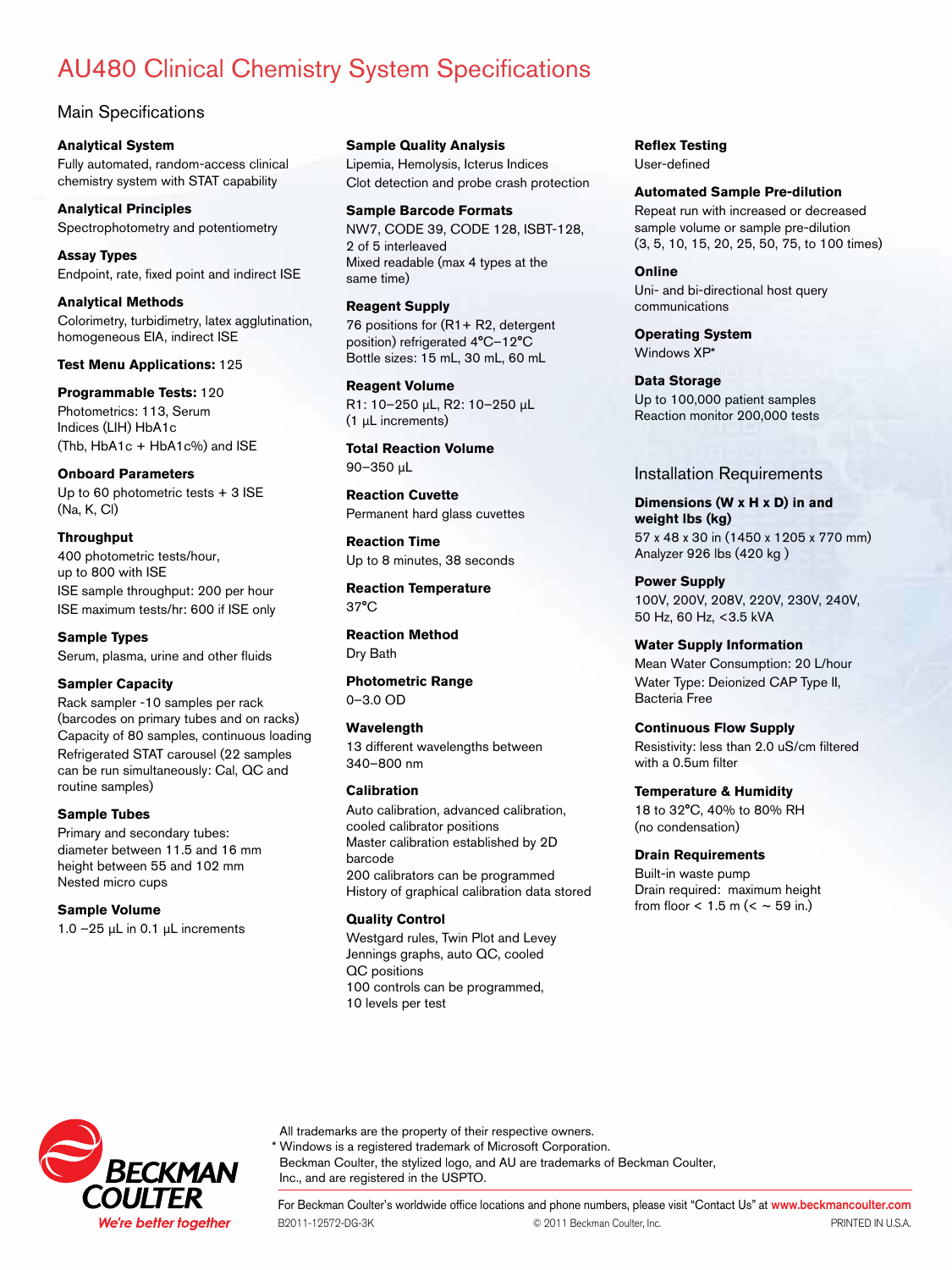# AU480 Clinical Chemistry System Specifications

## Main Specifications

**Analytical System**
Fully automated, random-access clinical chemistry system with STAT capability

**Analytical Principles**
Spectrophotometry and potentiometry

**Assay Types**
Endpoint, rate, fixed point and indirect ISE

**Analytical Methods**
Colorimetry, turbidimetry, latex agglutination, homogeneous EIA, indirect ISE

**Test Menu Applications:** 125

**Programmable Tests:** 120
Photometrics: 113, Serum Indices (LIH) HbA1c (Thb, HbA1c + HbA1c%) and ISE

**Onboard Parameters**
Up to 60 photometric tests + 3 ISE (Na, K, Cl)

**Throughput**
400 photometric tests/hour, up to 800 with ISE
ISE sample throughput: 200 per hour
ISE maximum tests/hr: 600 if ISE only

**Sample Types**
Serum, plasma, urine and other fluids

**Sampler Capacity**
Rack sampler -10 samples per rack (barcodes on primary tubes and on racks)
Capacity of 80 samples, continuous loading
Refrigerated STAT carousel (22 samples can be run simultaneously: Cal, QC and routine samples)

**Sample Tubes**
Primary and secondary tubes:
diameter between 11.5 and 16 mm
height between 55 and 102 mm
Nested micro cups

**Sample Volume**
1.0 –25 µL in 0.1 µL increments

**Sample Quality Analysis**
Lipemia, Hemolysis, Icterus Indices
Clot detection and probe crash protection

**Sample Barcode Formats**
NW7, CODE 39, CODE 128, ISBT-128, 2 of 5 interleaved
Mixed readable (max 4 types at the same time)

**Reagent Supply**
76 positions for (R1+ R2, detergent position) refrigerated 4°C–12°C
Bottle sizes: 15 mL, 30 mL, 60 mL

**Reagent Volume**
R1: 10–250 µL, R2: 10–250 µL (1 µL increments)

**Total Reaction Volume**
90–350 µL

**Reaction Cuvette**
Permanent hard glass cuvettes

**Reaction Time**
Up to 8 minutes, 38 seconds

**Reaction Temperature**
37°C

**Reaction Method**
Dry Bath

**Photometric Range**
0–3.0 OD

**Wavelength**
13 different wavelengths between 340–800 nm

**Calibration**
Auto calibration, advanced calibration, cooled calibrator positions
Master calibration established by 2D barcode
200 calibrators can be programmed
History of graphical calibration data stored

**Quality Control**
Westgard rules, Twin Plot and Levey Jennings graphs, auto QC, cooled QC positions
100 controls can be programmed, 10 levels per test

**Reflex Testing**
User-defined

**Automated Sample Pre-dilution**
Repeat run with increased or decreased sample volume or sample pre-dilution (3, 5, 10, 15, 20, 25, 50, 75, to 100 times)

**Online**
Uni- and bi-directional host query communications

**Operating System**
Windows XP*

**Data Storage**
Up to 100,000 patient samples
Reaction monitor 200,000 tests

## Installation Requirements

**Dimensions (W x H x D) in and weight lbs (kg)**
57 x 48 x 30 in (1450 x 1205 x 770 mm)
Analyzer 926 lbs (420 kg )

**Power Supply**
100V, 200V, 208V, 220V, 230V, 240V, 50 Hz, 60 Hz, <3.5 kVA

**Water Supply Information**
Mean Water Consumption: 20 L/hour
Water Type: Deionized CAP Type II, Bacteria Free

**Continuous Flow Supply**
Resistivity: less than 2.0 uS/cm filtered with a 0.5um filter

**Temperature & Humidity**
18 to 32°C, 40% to 80% RH (no condensation)

**Drain Requirements**
Built-in waste pump
Drain required: maximum height from floor < 1.5 m (< ~ 59 in.)

All trademarks are the property of their respective owners.
* Windows is a registered trademark of Microsoft Corporation.
Beckman Coulter, the stylized logo, and AU are trademarks of Beckman Coulter, Inc., and are registered in the USPTO.

BECKMAN COULTER
*We're better together*

For Beckman Coulter's worldwide office locations and phone numbers, please visit "Contact Us" at www.beckmancoulter.com

B2011-12572-DG-3K © 2011 Beckman Coulter, Inc. PRINTED IN U.S.A.